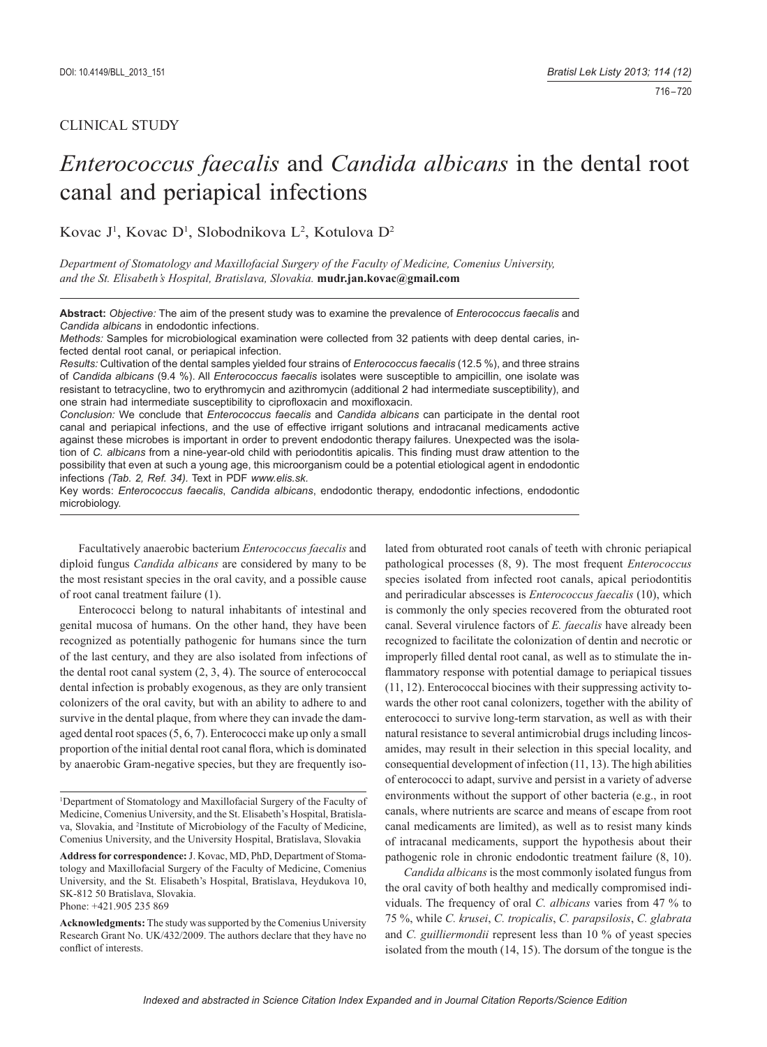CLINICAL STUDY

# *Enterococcus faecalis* and *Candida albicans* in the dental root canal and periapical infections

Kovac J[1], Kovac D[1], Slobodnikova L[2], Kotulova D[2]

*Department of Stomatology and Maxillofacial Surgery of the Faculty of Medicine, Comenius University, and the St. Elisabeth's Hospital, Bratislava, Slovakia.* **mudr.jan.kovac@gmail.com**

**Abstract:** *Objective:* The aim of the present study was to examine the prevalence of *Enterococcus faecalis* and *Candida albicans* in endodontic infections.

*Methods:* Samples for microbiological examination were collected from 32 patients with deep dental caries, infected dental root canal, or periapical infection.

*Results:* Cultivation of the dental samples yielded four strains of *Enterococcus faecalis* (12.5 %), and three strains of *Candida albicans* (9.4 %). All *Enterococcus faecalis* isolates were susceptible to ampicillin, one isolate was resistant to tetracycline, two to erythromycin and azithromycin (additional 2 had intermediate susceptibility), and one strain had intermediate susceptibility to ciprofloxacin and moxifloxacin.

*Conclusion:* We conclude that *Enterococcus faecalis* and *Candida albicans* can participate in the dental root canal and periapical infections, and the use of effective irrigant solutions and intracanal medicaments active against these microbes is important in order to prevent endodontic therapy failures. Unexpected was the isolation of *C. albicans* from a nine-year-old child with periodontitis apicalis. This finding must draw attention to the possibility that even at such a young age, this microorganism could be a potential etiological agent in endodontic infections *(Tab. 2, Ref. 34).* Text in PDF *www.elis.sk.*

Key words: *Enterococcus faecalis*, *Candida albicans*, endodontic therapy, endodontic infections, endodontic microbiology.

Facultatively anaerobic bacterium *Enterococcus faecalis* and diploid fungus *Candida albicans* are considered by many to be the most resistant species in the oral cavity, and a possible cause of root canal treatment failure (1).

Enterococci belong to natural inhabitants of intestinal and genital mucosa of humans. On the other hand, they have been recognized as potentially pathogenic for humans since the turn of the last century, and they are also isolated from infections of the dental root canal system (2, 3, 4). The source of enterococcal dental infection is probably exogenous, as they are only transient colonizers of the oral cavity, but with an ability to adhere to and survive in the dental plaque, from where they can invade the damaged dental root spaces (5, 6, 7). Enterococci make up only a small proportion of the initial dental root canal flora, which is dominated by anaerobic Gram-negative species, but they are frequently isolated from obturated root canals of teeth with chronic periapical pathological processes (8, 9). The most frequent *Enterococcus* species isolated from infected root canals, apical periodontitis and periradicular abscesses is *Enterococcus faecalis* (10), which is commonly the only species recovered from the obturated root canal. Several virulence factors of *E. faecalis* have already been recognized to facilitate the colonization of dentin and necrotic or improperly filled dental root canal, as well as to stimulate the inflammatory response with potential damage to periapical tissues (11, 12). Enterococcal biocines with their suppressing activity towards the other root canal colonizers, together with the ability of enterococci to survive long-term starvation, as well as with their natural resistance to several antimicrobial drugs including lincosamides, may result in their selection in this special locality, and consequential development of infection (11, 13). The high abilities of enterococci to adapt, survive and persist in a variety of adverse environments without the support of other bacteria (e.g., in root canals, where nutrients are scarce and means of escape from root canal medicaments are limited), as well as to resist many kinds of intracanal medicaments, support the hypothesis about their pathogenic role in chronic endodontic treatment failure (8, 10).

*Candida albicans* is the most commonly isolated fungus from the oral cavity of both healthy and medically compromised individuals. The frequency of oral *C. albicans* varies from 47 % to 75 %, while *C. krusei*, *C. tropicalis*, *C. parapsilosis*, *C. glabrata* and *C. guilliermondii* represent less than 10 % of yeast species isolated from the mouth (14, 15). The dorsum of the tongue is the

---

[1]Department of Stomatology and Maxillofacial Surgery of the Faculty of Medicine, Comenius University, and the St. Elisabeth's Hospital, Bratislava, Slovakia, and [2]Institute of Microbiology of the Faculty of Medicine, Comenius University, and the University Hospital, Bratislava, Slovakia

**Address for correspondence:** J. Kovac, MD, PhD, Department of Stomatology and Maxillofacial Surgery of the Faculty of Medicine, Comenius University, and the St. Elisabeth's Hospital, Bratislava, Heydukova 10, SK-812 50 Bratislava, Slovakia.
Phone: +421.905 235 869

**Acknowledgments:** The study was supported by the Comenius University Research Grant No. UK/432/2009. The authors declare that they have no conflict of interests.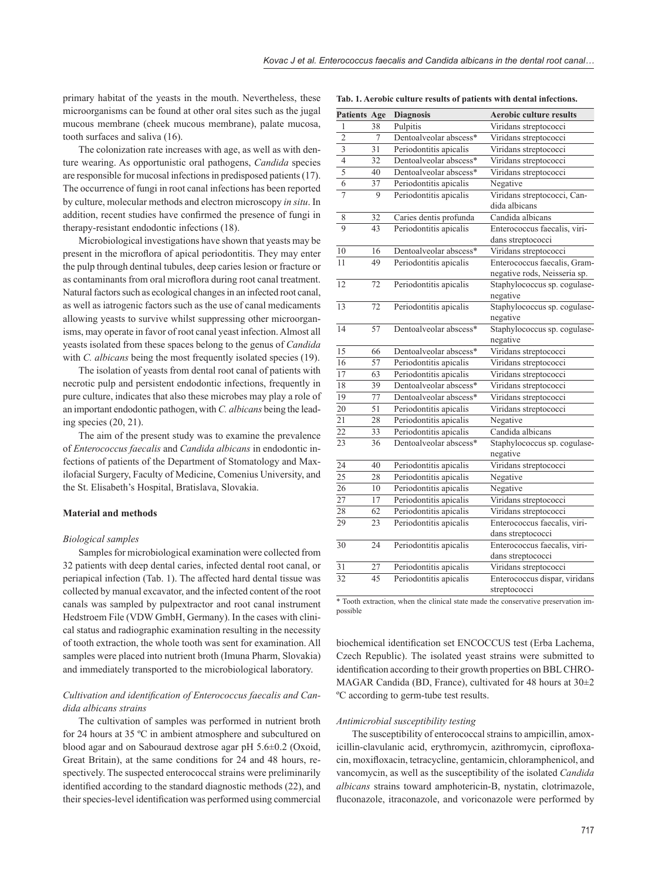primary habitat of the yeasts in the mouth. Nevertheless, these microorganisms can be found at other oral sites such as the jugal mucous membrane (cheek mucous membrane), palate mucosa, tooth surfaces and saliva (16).

The colonization rate increases with age, as well as with denture wearing. As opportunistic oral pathogens, *Candida* species are responsible for mucosal infections in predisposed patients (17). The occurrence of fungi in root canal infections has been reported by culture, molecular methods and electron microscopy *in situ*. In addition, recent studies have confirmed the presence of fungi in therapy-resistant endodontic infections (18).

Microbiological investigations have shown that yeasts may be present in the microflora of apical periodontitis. They may enter the pulp through dentinal tubules, deep caries lesion or fracture or as contaminants from oral microflora during root canal treatment. Natural factors such as ecological changes in an infected root canal, as well as iatrogenic factors such as the use of canal medicaments allowing yeasts to survive whilst suppressing other microorganisms, may operate in favor of root canal yeast infection. Almost all yeasts isolated from these spaces belong to the genus of *Candida* with *C. albicans* being the most frequently isolated species (19).

The isolation of yeasts from dental root canal of patients with necrotic pulp and persistent endodontic infections, frequently in pure culture, indicates that also these microbes may play a role of an important endodontic pathogen, with *C. albicans* being the leading species (20, 21).

The aim of the present study was to examine the prevalence of *Enterococcus faecalis* and *Candida albicans* in endodontic infections of patients of the Department of Stomatology and Maxilofacial Surgery, Faculty of Medicine, Comenius University, and the St. Elisabeth's Hospital, Bratislava, Slovakia.

## Material and methods

### *Biological samples*

Samples for microbiological examination were collected from 32 patients with deep dental caries, infected dental root canal, or periapical infection (Tab. 1). The affected hard dental tissue was collected by manual excavator, and the infected content of the root canals was sampled by pulpextractor and root canal instrument Hedstroem File (VDW GmbH, Germany). In the cases with clinical status and radiographic examination resulting in the necessity of tooth extraction, the whole tooth was sent for examination. All samples were placed into nutrient broth (Imuna Pharm, Slovakia) and immediately transported to the microbiological laboratory.

**Tab. 1. Aerobic culture results of patients with dental infections.**

| Patients | Age | Diagnosis | Aerobic culture results |
|---|---|---|---|
| 1 | 38 | Pulpitis | Viridans streptococci |
| 2 | 7 | Dentoalveolar abscess* | Viridans streptococci |
| 3 | 31 | Periodontitis apicalis | Viridans streptococci |
| 4 | 32 | Dentoalveolar abscess* | Viridans streptococci |
| 5 | 40 | Dentoalveolar abscess* | Viridans streptococci |
| 6 | 37 | Periodontitis apicalis | Negative |
| 7 | 9 | Periodontitis apicalis | Viridans streptococci, Candida albicans |
| 8 | 32 | Caries dentis profunda | Candida albicans |
| 9 | 43 | Periodontitis apicalis | Enterococcus faecalis, viridans streptococci |
| 10 | 16 | Dentoalveolar abscess* | Viridans streptococci |
| 11 | 49 | Periodontitis apicalis | Enterococcus faecalis, Gram-negative rods, Neisseria sp. |
| 12 | 72 | Periodontitis apicalis | Staphylococcus sp. cogulase-negative |
| 13 | 72 | Periodontitis apicalis | Staphylococcus sp. cogulase-negative |
| 14 | 57 | Dentoalveolar abscess* | Staphylococcus sp. cogulase-negative |
| 15 | 66 | Dentoalveolar abscess* | Viridans streptococci |
| 16 | 57 | Periodontitis apicalis | Viridans streptococci |
| 17 | 63 | Periodontitis apicalis | Viridans streptococci |
| 18 | 39 | Dentoalveolar abscess* | Viridans streptococci |
| 19 | 77 | Dentoalveolar abscess* | Viridans streptococci |
| 20 | 51 | Periodontitis apicalis | Viridans streptococci |
| 21 | 28 | Periodontitis apicalis | Negative |
| 22 | 33 | Periodontitis apicalis | Candida albicans |
| 23 | 36 | Dentoalveolar abscess* | Staphylococcus sp. cogulase-negative |
| 24 | 40 | Periodontitis apicalis | Viridans streptococci |
| 25 | 28 | Periodontitis apicalis | Negative |
| 26 | 10 | Periodontitis apicalis | Negative |
| 27 | 17 | Periodontitis apicalis | Viridans streptococci |
| 28 | 62 | Periodontitis apicalis | Viridans streptococci |
| 29 | 23 | Periodontitis apicalis | Enterococcus faecalis, viridans streptococci |
| 30 | 24 | Periodontitis apicalis | Enterococcus faecalis, viridans streptococci |
| 31 | 27 | Periodontitis apicalis | Viridans streptococci |
| 32 | 45 | Periodontitis apicalis | Enterococcus dispar, viridans streptococci |

\* Tooth extraction, when the clinical state made the conservative preservation impossible

### *Cultivation and identification of Enterococcus faecalis and Candida albicans strains*

The cultivation of samples was performed in nutrient broth for 24 hours at 35 ºC in ambient atmosphere and subcultured on blood agar and on Sabouraud dextrose agar pH 5.6±0.2 (Oxoid, Great Britain), at the same conditions for 24 and 48 hours, respectively. The suspected enterococcal strains were preliminarily identified according to the standard diagnostic methods (22), and their species-level identification was performed using commercial biochemical identification set ENCOCCUS test (Erba Lachema, Czech Republic). The isolated yeast strains were submitted to identification according to their growth properties on BBL CHROMAGAR Candida (BD, France), cultivated for 48 hours at 30±2 ºC according to germ-tube test results.

### *Antimicrobial susceptibility testing*

The susceptibility of enterococcal strains to ampicillin, amoxicillin-clavulanic acid, erythromycin, azithromycin, ciprofloxacin, moxifloxacin, tetracycline, gentamicin, chloramphenicol, and vancomycin, as well as the susceptibility of the isolated *Candida albicans* strains toward amphotericin-B, nystatin, clotrimazole, fluconazole, itraconazole, and voriconazole were performed by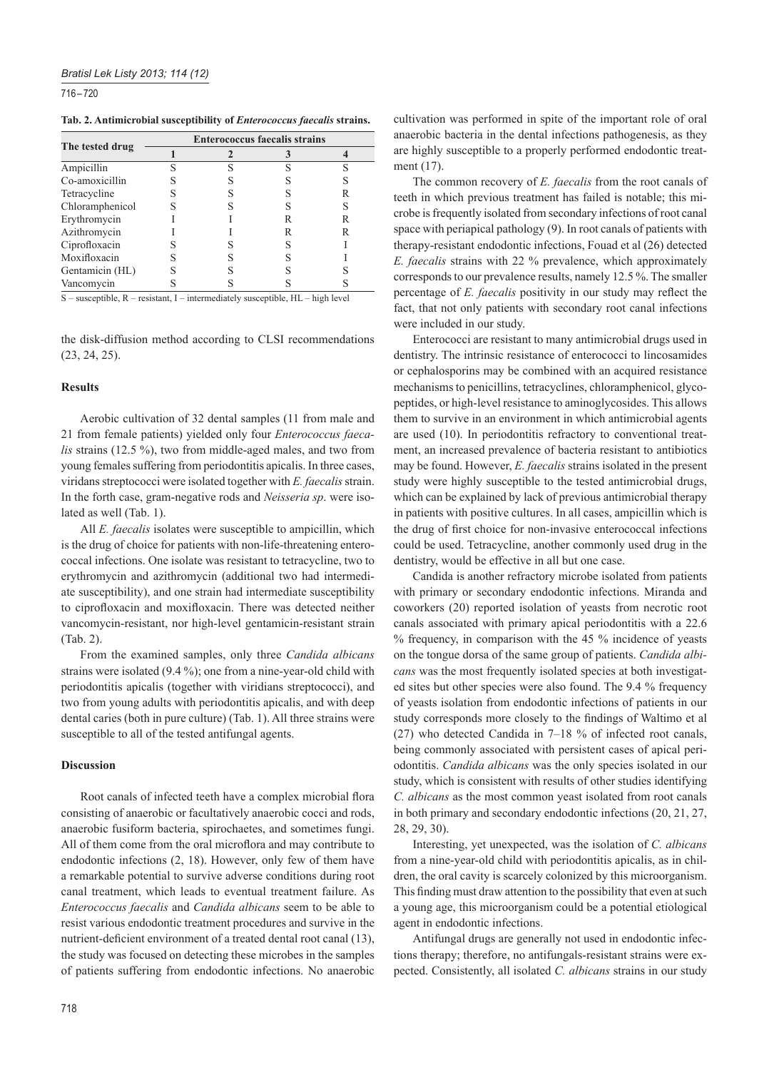**Tab. 2. Antimicrobial susceptibility of *Enterococcus faecalis* strains.**

| The tested drug | Enterococcus faecalis strains | | | |
|---|---|---|---|---|
| | 1 | 2 | 3 | 4 |
| Ampicillin | S | S | S | S |
| Co-amoxicillin | S | S | S | S |
| Tetracycline | S | S | S | R |
| Chloramphenicol | S | S | S | S |
| Erythromycin | I | I | R | R |
| Azithromycin | I | I | R | R |
| Ciprofloxacin | S | S | S | I |
| Moxifloxacin | S | S | S | I |
| Gentamicin (HL) | S | S | S | S |
| Vancomycin | S | S | S | S |

S – susceptible, R – resistant, I – intermediately susceptible, HL – high level

the disk-diffusion method according to CLSI recommendations (23, 24, 25).

## Results

Aerobic cultivation of 32 dental samples (11 from male and 21 from female patients) yielded only four *Enterococcus faecalis* strains (12.5 %), two from middle-aged males, and two from young females suffering from periodontitis apicalis. In three cases, viridans streptococci were isolated together with *E. faecalis* strain. In the forth case, gram-negative rods and *Neisseria sp*. were isolated as well (Tab. 1).

All *E. faecalis* isolates were susceptible to ampicillin, which is the drug of choice for patients with non-life-threatening enterococcal infections. One isolate was resistant to tetracycline, two to erythromycin and azithromycin (additional two had intermediate susceptibility), and one strain had intermediate susceptibility to ciprofloxacin and moxifloxacin. There was detected neither vancomycin-resistant, nor high-level gentamicin-resistant strain (Tab. 2).

From the examined samples, only three *Candida albicans* strains were isolated (9.4 %); one from a nine-year-old child with periodontitis apicalis (together with viridians streptococci), and two from young adults with periodontitis apicalis, and with deep dental caries (both in pure culture) (Tab. 1). All three strains were susceptible to all of the tested antifungal agents.

## Discussion

Root canals of infected teeth have a complex microbial flora consisting of anaerobic or facultatively anaerobic cocci and rods, anaerobic fusiform bacteria, spirochaetes, and sometimes fungi. All of them come from the oral microflora and may contribute to endodontic infections (2, 18). However, only few of them have a remarkable potential to survive adverse conditions during root canal treatment, which leads to eventual treatment failure. As *Enterococcus faecalis* and *Candida albicans* seem to be able to resist various endodontic treatment procedures and survive in the nutrient-deficient environment of a treated dental root canal (13), the study was focused on detecting these microbes in the samples of patients suffering from endodontic infections. No anaerobic cultivation was performed in spite of the important role of oral anaerobic bacteria in the dental infections pathogenesis, as they are highly susceptible to a properly performed endodontic treatment (17).

The common recovery of *E. faecalis* from the root canals of teeth in which previous treatment has failed is notable; this microbe is frequently isolated from secondary infections of root canal space with periapical pathology (9). In root canals of patients with therapy-resistant endodontic infections, Fouad et al (26) detected *E. faecalis* strains with 22 % prevalence, which approximately corresponds to our prevalence results, namely 12.5 %. The smaller percentage of *E. faecalis* positivity in our study may reflect the fact, that not only patients with secondary root canal infections were included in our study.

Enterococci are resistant to many antimicrobial drugs used in dentistry. The intrinsic resistance of enterococci to lincosamides or cephalosporins may be combined with an acquired resistance mechanisms to penicillins, tetracyclines, chloramphenicol, glycopeptides, or high-level resistance to aminoglycosides. This allows them to survive in an environment in which antimicrobial agents are used (10). In periodontitis refractory to conventional treatment, an increased prevalence of bacteria resistant to antibiotics may be found. However, *E. faecalis* strains isolated in the present study were highly susceptible to the tested antimicrobial drugs, which can be explained by lack of previous antimicrobial therapy in patients with positive cultures. In all cases, ampicillin which is the drug of first choice for non-invasive enterococcal infections could be used. Tetracycline, another commonly used drug in the dentistry, would be effective in all but one case.

Candida is another refractory microbe isolated from patients with primary or secondary endodontic infections. Miranda and coworkers (20) reported isolation of yeasts from necrotic root canals associated with primary apical periodontitis with a 22.6 % frequency, in comparison with the 45 % incidence of yeasts on the tongue dorsa of the same group of patients. *Candida albicans* was the most frequently isolated species at both investigated sites but other species were also found. The 9.4 % frequency of yeasts isolation from endodontic infections of patients in our study corresponds more closely to the findings of Waltimo et al (27) who detected Candida in 7–18 % of infected root canals, being commonly associated with persistent cases of apical periodontitis. *Candida albicans* was the only species isolated in our study, which is consistent with results of other studies identifying *C. albicans* as the most common yeast isolated from root canals in both primary and secondary endodontic infections (20, 21, 27, 28, 29, 30).

Interesting, yet unexpected, was the isolation of *C. albicans* from a nine-year-old child with periodontitis apicalis, as in children, the oral cavity is scarcely colonized by this microorganism. This finding must draw attention to the possibility that even at such a young age, this microorganism could be a potential etiological agent in endodontic infections.

Antifungal drugs are generally not used in endodontic infections therapy; therefore, no antifungals-resistant strains were expected. Consistently, all isolated *C. albicans* strains in our study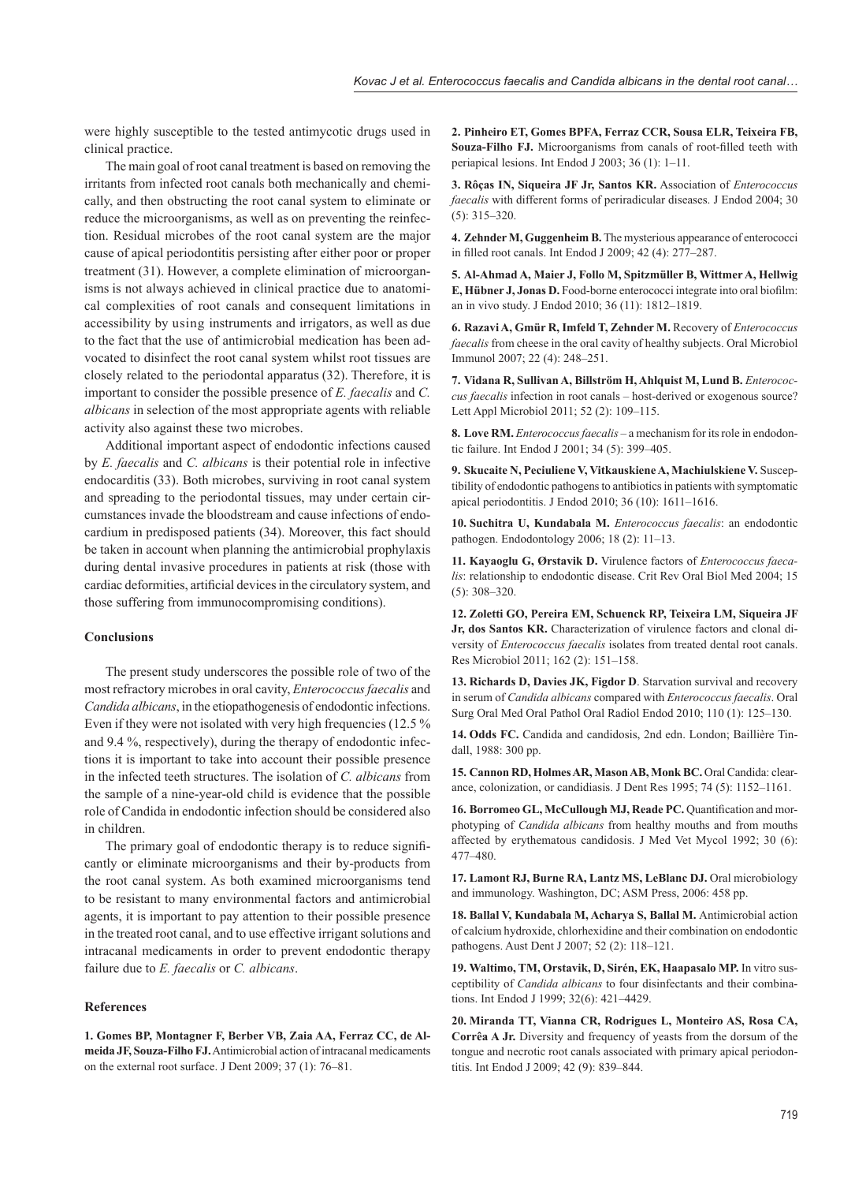were highly susceptible to the tested antimycotic drugs used in clinical practice.

The main goal of root canal treatment is based on removing the irritants from infected root canals both mechanically and chemically, and then obstructing the root canal system to eliminate or reduce the microorganisms, as well as on preventing the reinfection. Residual microbes of the root canal system are the major cause of apical periodontitis persisting after either poor or proper treatment (31). However, a complete elimination of microorganisms is not always achieved in clinical practice due to anatomical complexities of root canals and consequent limitations in accessibility by using instruments and irrigators, as well as due to the fact that the use of antimicrobial medication has been advocated to disinfect the root canal system whilst root tissues are closely related to the periodontal apparatus (32). Therefore, it is important to consider the possible presence of *E. faecalis* and *C. albicans* in selection of the most appropriate agents with reliable activity also against these two microbes.

Additional important aspect of endodontic infections caused by *E. faecalis* and *C. albicans* is their potential role in infective endocarditis (33). Both microbes, surviving in root canal system and spreading to the periodontal tissues, may under certain circumstances invade the bloodstream and cause infections of endocardium in predisposed patients (34). Moreover, this fact should be taken in account when planning the antimicrobial prophylaxis during dental invasive procedures in patients at risk (those with cardiac deformities, artificial devices in the circulatory system, and those suffering from immunocompromising conditions).

## Conclusions

The present study underscores the possible role of two of the most refractory microbes in oral cavity, *Enterococcus faecalis* and *Candida albicans*, in the etiopathogenesis of endodontic infections. Even if they were not isolated with very high frequencies (12.5 % and 9.4 %, respectively), during the therapy of endodontic infections it is important to take into account their possible presence in the infected teeth structures. The isolation of *C. albicans* from the sample of a nine-year-old child is evidence that the possible role of Candida in endodontic infection should be considered also in children.

The primary goal of endodontic therapy is to reduce significantly or eliminate microorganisms and their by-products from the root canal system. As both examined microorganisms tend to be resistant to many environmental factors and antimicrobial agents, it is important to pay attention to their possible presence in the treated root canal, and to use effective irrigant solutions and intracanal medicaments in order to prevent endodontic therapy failure due to *E. faecalis* or *C. albicans*.

## References

**1. Gomes BP, Montagner F, Berber VB, Zaia AA, Ferraz CC, de Almeida JF, Souza-Filho FJ.** Antimicrobial action of intracanal medicaments on the external root surface. J Dent 2009; 37 (1): 76–81.

**2. Pinheiro ET, Gomes BPFA, Ferraz CCR, Sousa ELR, Teixeira FB, Souza-Filho FJ.** Microorganisms from canals of root-filled teeth with periapical lesions. Int Endod J 2003; 36 (1): 1–11.

**3. Rôças IN, Siqueira JF Jr, Santos KR.** Association of *Enterococcus faecalis* with different forms of periradicular diseases. J Endod 2004; 30 (5): 315–320.

**4. Zehnder M, Guggenheim B.** The mysterious appearance of enterococci in filled root canals. Int Endod J 2009; 42 (4): 277–287.

**5. Al-Ahmad A, Maier J, Follo M, Spitzmüller B, Wittmer A, Hellwig E, Hübner J, Jonas D.** Food-borne enterococci integrate into oral biofilm: an in vivo study. J Endod 2010; 36 (11): 1812–1819.

**6. Razavi A, Gmür R, Imfeld T, Zehnder M.** Recovery of *Enterococcus faecalis* from cheese in the oral cavity of healthy subjects. Oral Microbiol Immunol 2007; 22 (4): 248–251.

**7. Vidana R, Sullivan A, Billström H, Ahlquist M, Lund B.** *Enterococcus faecalis* infection in root canals – host-derived or exogenous source? Lett Appl Microbiol 2011; 52 (2): 109–115.

**8. Love RM.** *Enterococcus faecalis* – a mechanism for its role in endodontic failure. Int Endod J 2001; 34 (5): 399–405.

**9. Skucaite N, Peciuliene V, Vitkauskiene A, Machiulskiene V.** Susceptibility of endodontic pathogens to antibiotics in patients with symptomatic apical periodontitis. J Endod 2010; 36 (10): 1611–1616.

**10. Suchitra U, Kundabala M.** *Enterococcus faecalis*: an endodontic pathogen. Endodontology 2006; 18 (2): 11–13.

**11. Kayaoglu G, Ørstavik D.** Virulence factors of *Enterococcus faecalis*: relationship to endodontic disease. Crit Rev Oral Biol Med 2004; 15 (5): 308–320.

**12. Zoletti GO, Pereira EM, Schuenck RP, Teixeira LM, Siqueira JF Jr, dos Santos KR.** Characterization of virulence factors and clonal diversity of *Enterococcus faecalis* isolates from treated dental root canals. Res Microbiol 2011; 162 (2): 151–158.

**13. Richards D, Davies JK, Figdor D**. Starvation survival and recovery in serum of *Candida albicans* compared with *Enterococcus faecalis*. Oral Surg Oral Med Oral Pathol Oral Radiol Endod 2010; 110 (1): 125–130.

**14. Odds FC.** Candida and candidosis, 2nd edn. London; Baillière Tindall, 1988: 300 pp.

**15. Cannon RD, Holmes AR, Mason AB, Monk BC.** Oral Candida: clearance, colonization, or candidiasis. J Dent Res 1995; 74 (5): 1152–1161.

**16. Borromeo GL, McCullough MJ, Reade PC.** Quantification and morphotyping of *Candida albicans* from healthy mouths and from mouths affected by erythematous candidosis. J Med Vet Mycol 1992; 30 (6): 477–480.

**17. Lamont RJ, Burne RA, Lantz MS, LeBlanc DJ.** Oral microbiology and immunology. Washington, DC; ASM Press, 2006: 458 pp.

**18. Ballal V, Kundabala M, Acharya S, Ballal M.** Antimicrobial action of calcium hydroxide, chlorhexidine and their combination on endodontic pathogens. Aust Dent J 2007; 52 (2): 118–121.

**19. Waltimo, TM, Orstavik, D, Sirén, EK, Haapasalo MP.** In vitro susceptibility of *Candida albicans* to four disinfectants and their combinations. Int Endod J 1999; 32(6): 421–4429.

**20. Miranda TT, Vianna CR, Rodrigues L, Monteiro AS, Rosa CA, Corrêa A Jr.** Diversity and frequency of yeasts from the dorsum of the tongue and necrotic root canals associated with primary apical periodontitis. Int Endod J 2009; 42 (9): 839–844.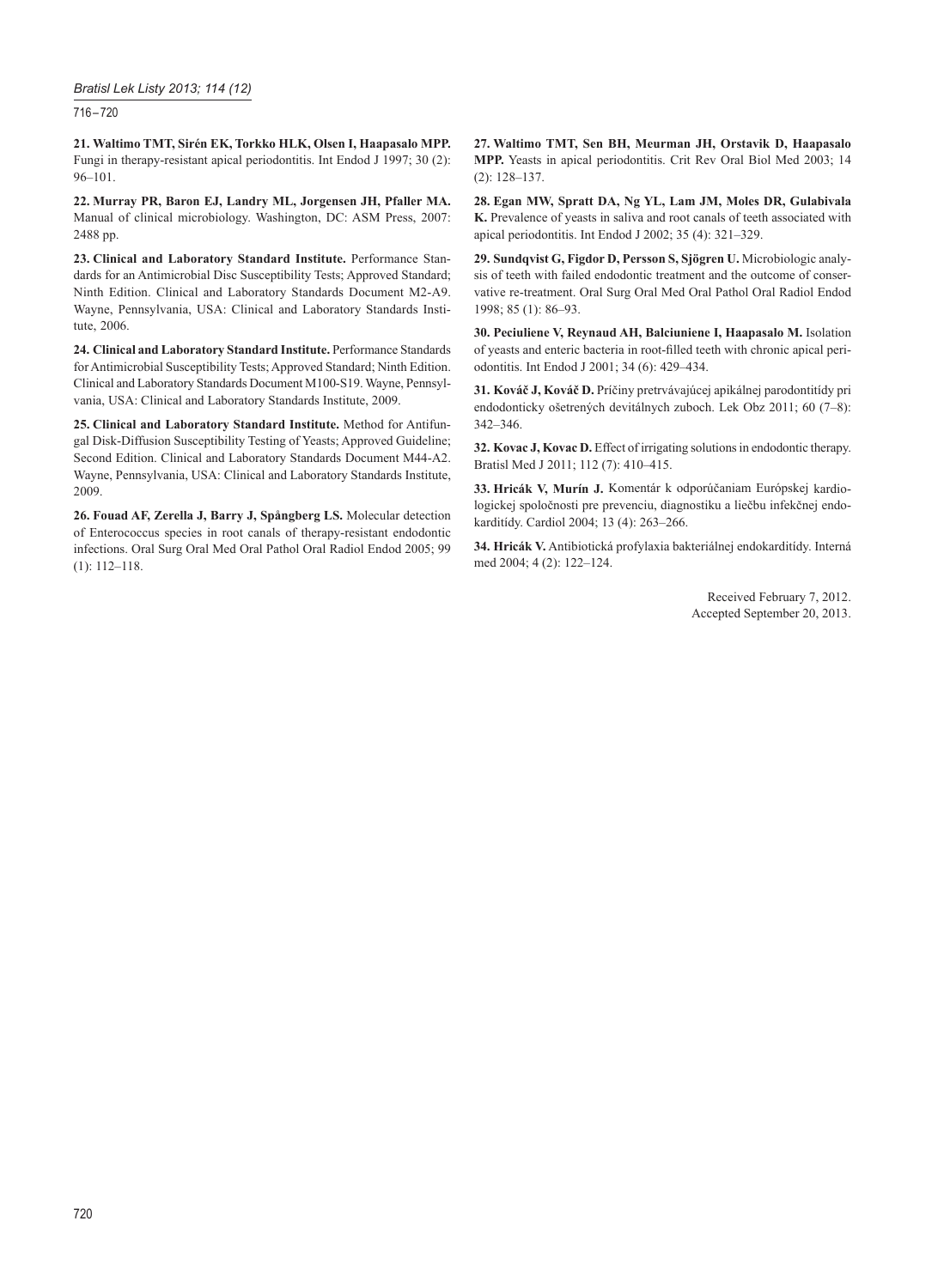**21. Waltimo TMT, Sirén EK, Torkko HLK, Olsen I, Haapasalo MPP.** Fungi in therapy-resistant apical periodontitis. Int Endod J 1997; 30 (2): 96–101.

**22. Murray PR, Baron EJ, Landry ML, Jorgensen JH, Pfaller MA.** Manual of clinical microbiology. Washington, DC: ASM Press, 2007: 2488 pp.

**23. Clinical and Laboratory Standard Institute.** Performance Standards for an Antimicrobial Disc Susceptibility Tests; Approved Standard; Ninth Edition. Clinical and Laboratory Standards Document M2-A9. Wayne, Pennsylvania, USA: Clinical and Laboratory Standards Institute, 2006.

**24. Clinical and Laboratory Standard Institute.** Performance Standards for Antimicrobial Susceptibility Tests; Approved Standard; Ninth Edition. Clinical and Laboratory Standards Document M100-S19. Wayne, Pennsylvania, USA: Clinical and Laboratory Standards Institute, 2009.

**25. Clinical and Laboratory Standard Institute.** Method for Antifungal Disk-Diffusion Susceptibility Testing of Yeasts; Approved Guideline; Second Edition. Clinical and Laboratory Standards Document M44-A2. Wayne, Pennsylvania, USA: Clinical and Laboratory Standards Institute, 2009.

**26. Fouad AF, Zerella J, Barry J, Spångberg LS.** Molecular detection of Enterococcus species in root canals of therapy-resistant endodontic infections. Oral Surg Oral Med Oral Pathol Oral Radiol Endod 2005; 99 (1): 112–118.

**27. Waltimo TMT, Sen BH, Meurman JH, Orstavik D, Haapasalo MPP.** Yeasts in apical periodontitis. Crit Rev Oral Biol Med 2003; 14 (2): 128–137.

**28. Egan MW, Spratt DA, Ng YL, Lam JM, Moles DR, Gulabivala K.** Prevalence of yeasts in saliva and root canals of teeth associated with apical periodontitis. Int Endod J 2002; 35 (4): 321–329.

**29. Sundqvist G, Figdor D, Persson S, Sjögren U.** Microbiologic analysis of teeth with failed endodontic treatment and the outcome of conservative re-treatment. Oral Surg Oral Med Oral Pathol Oral Radiol Endod 1998; 85 (1): 86–93.

**30. Peciuliene V, Reynaud AH, Balciuniene I, Haapasalo M.** Isolation of yeasts and enteric bacteria in root-filled teeth with chronic apical periodontitis. Int Endod J 2001; 34 (6): 429–434.

**31. Kováč J, Kováč D.** Príčiny pretrvávajúcej apikálnej parodontitídy pri endodonticky ošetrených devitálnych zuboch. Lek Obz 2011; 60 (7–8): 342–346.

**32. Kovac J, Kovac D.** Effect of irrigating solutions in endodontic therapy. Bratisl Med J 2011; 112 (7): 410–415.

**33. Hricák V, Murín J.** Komentár k odporúčaniam Európskej kardiologickej spoločnosti pre prevenciu, diagnostiku a liečbu infekčnej endokarditídy. Cardiol 2004; 13 (4): 263–266.

**34. Hricák V.** Antibiotická profylaxia bakteriálnej endokarditídy. Interná med 2004; 4 (2): 122–124.

Received February 7, 2012.
Accepted September 20, 2013.